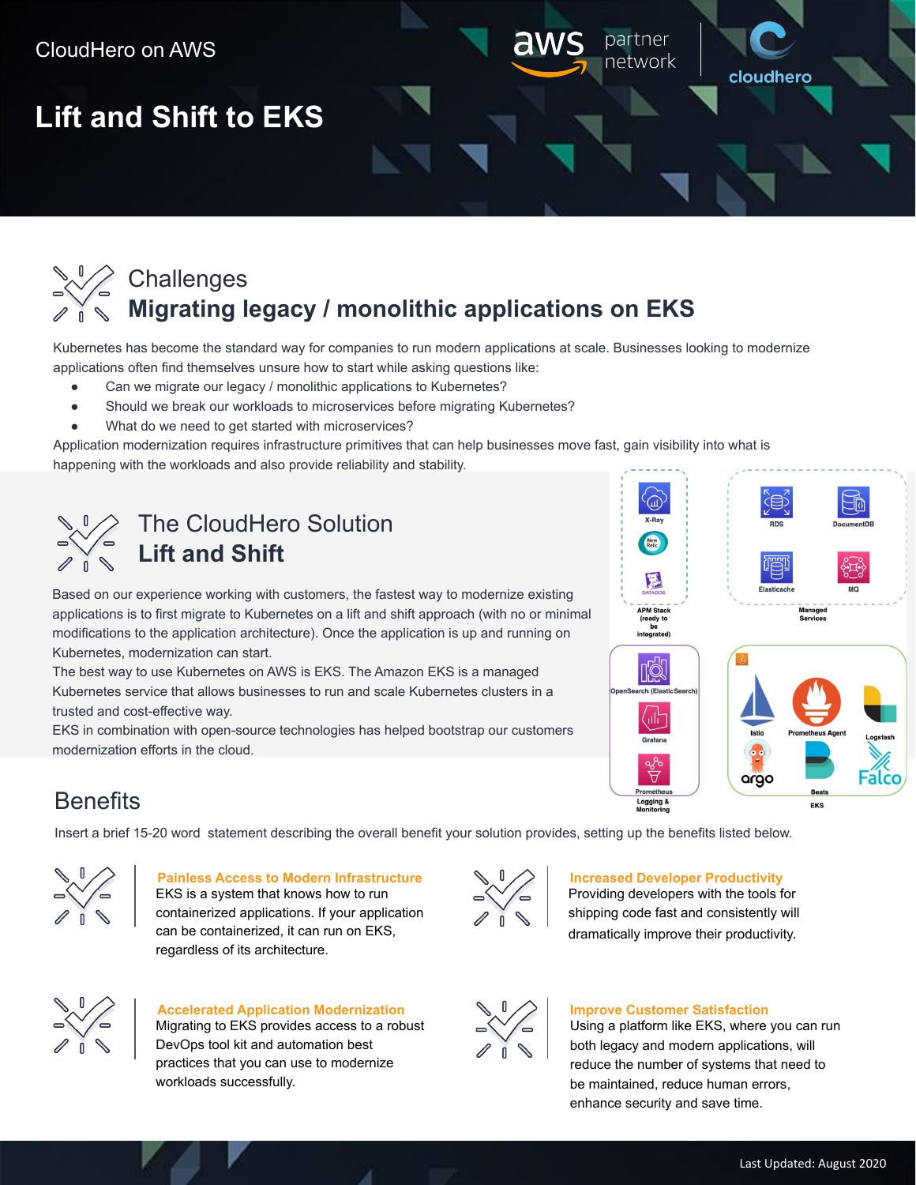CloudHero on AWS

# Lift and Shift to EKS

## Challenges
## Migrating legacy / monolithic applications on EKS

Kubernetes has become the standard way for companies to run modern applications at scale. Businesses looking to modernize applications often find themselves unsure how to start while asking questions like:

- Can we migrate our legacy / monolithic applications to Kubernetes?
- Should we break our workloads to microservices before migrating Kubernetes?
- What do we need to get started with microservices?

Application modernization requires infrastructure primitives that can help businesses move fast, gain visibility into what is happening with the workloads and also provide reliability and stability.

## The CloudHero Solution
## Lift and Shift

Based on our experience working with customers, the fastest way to modernize existing applications is to first migrate to Kubernetes on a lift and shift approach (with no or minimal modifications to the application architecture). Once the application is up and running on Kubernetes, modernization can start.

The best way to use Kubernetes on AWS is EKS. The Amazon EKS is a managed Kubernetes service that allows businesses to run and scale Kubernetes clusters in a trusted and cost-effective way.

EKS in combination with open-source technologies has helped bootstrap our customers modernization efforts in the cloud.

X-Ray, New Relic, DATADOG — APM Stack (ready to be integrated)

RDS, DocumentDB, Elasticache, MQ — Managed Services

OpenSearch (ElasticSearch), Grafana, Prometheus — Logging & Monitoring

Istio, Prometheus Agent, Logstash, argo, Beats, Falco — EKS

## Benefits

Insert a brief 15-20 word statement describing the overall benefit your solution provides, setting up the benefits listed below.

**Painless Access to Modern Infrastructure**
EKS is a system that knows how to run containerized applications. If your application can be containerized, it can run on EKS, regardless of its architecture.

**Increased Developer Productivity**
Providing developers with the tools for shipping code fast and consistently will dramatically improve their productivity.

**Accelerated Application Modernization**
Migrating to EKS provides access to a robust DevOps tool kit and automation best practices that you can use to modernize workloads successfully.

**Improve Customer Satisfaction**
Using a platform like EKS, where you can run both legacy and modern applications, will reduce the number of systems that need to be maintained, reduce human errors, enhance security and save time.

Last Updated: August 2020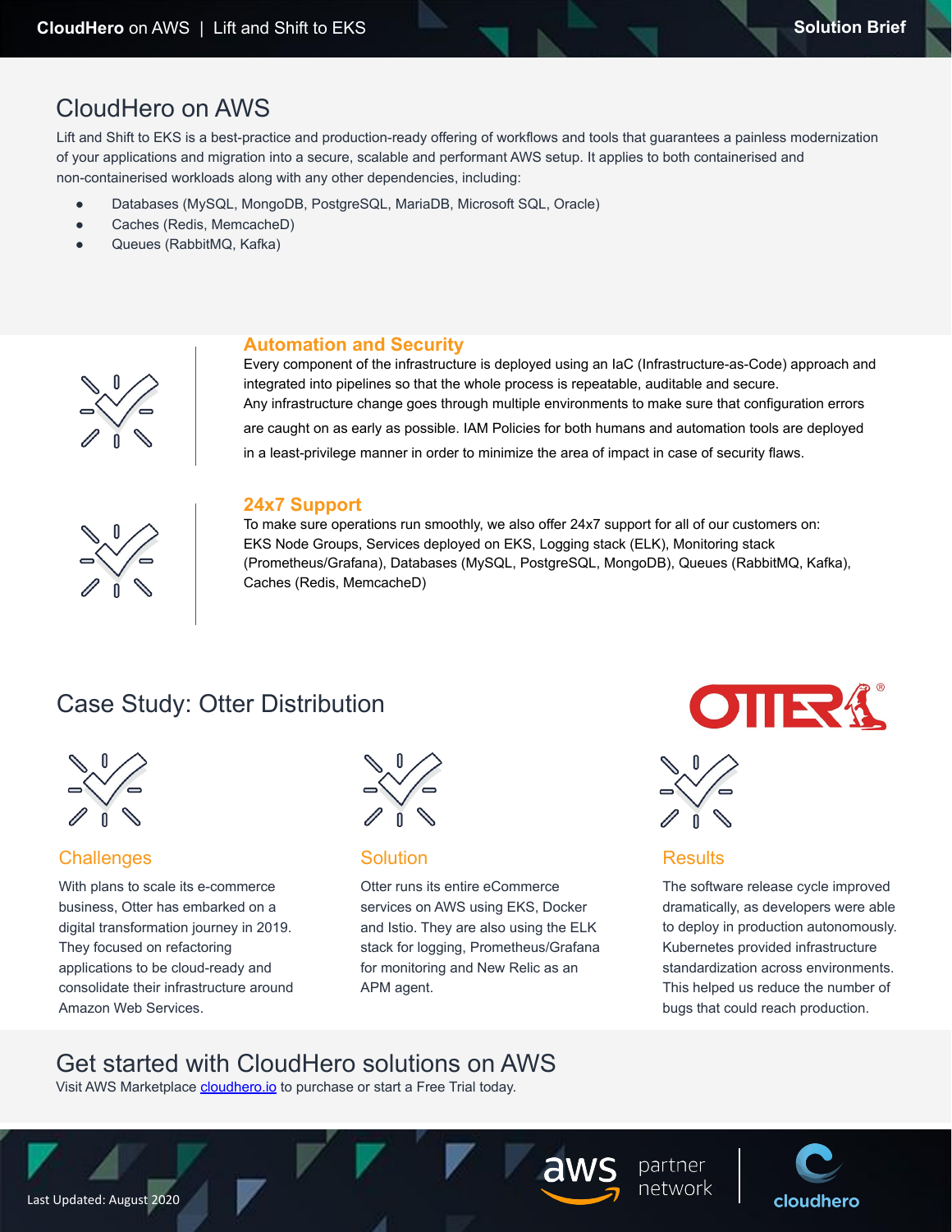# CloudHero on AWS

Lift and Shift to EKS is a best-practice and production-ready offering of workflows and tools that guarantees a painless modernization of your applications and migration into a secure, scalable and performant AWS setup. It applies to both containerised and non-containerised workloads along with any other dependencies, including:

- Databases (MySQL, MongoDB, PostgreSQL, MariaDB, Microsoft SQL, Oracle)
- Caches (Redis, MemcacheD)
- Queues (RabbitMQ, Kafka)

## Automation and Security

Every component of the infrastructure is deployed using an IaC (Infrastructure-as-Code) approach and integrated into pipelines so that the whole process is repeatable, auditable and secure.
Any infrastructure change goes through multiple environments to make sure that configuration errors are caught on as early as possible. IAM Policies for both humans and automation tools are deployed in a least-privilege manner in order to minimize the area of impact in case of security flaws.

## 24x7 Support

To make sure operations run smoothly, we also offer 24x7 support for all of our customers on: EKS Node Groups, Services deployed on EKS, Logging stack (ELK), Monitoring stack (Prometheus/Grafana), Databases (MySQL, PostgreSQL, MongoDB), Queues (RabbitMQ, Kafka), Caches (Redis, MemcacheD)

# Case Study: Otter Distribution

## Challenges

With plans to scale its e-commerce business, Otter has embarked on a digital transformation journey in 2019. They focused on refactoring applications to be cloud-ready and consolidate their infrastructure around Amazon Web Services.

## Solution

Otter runs its entire eCommerce services on AWS using EKS, Docker and Istio. They are also using the ELK stack for logging, Prometheus/Grafana for monitoring and New Relic as an APM agent.

## Results

The software release cycle improved dramatically, as developers were able to deploy in production autonomously. Kubernetes provided infrastructure standardization across environments. This helped us reduce the number of bugs that could reach production.

# Get started with CloudHero solutions on AWS

Visit AWS Marketplace [cloudhero.io](cloudhero.io) to purchase or start a Free Trial today.

Last Updated: August 2020